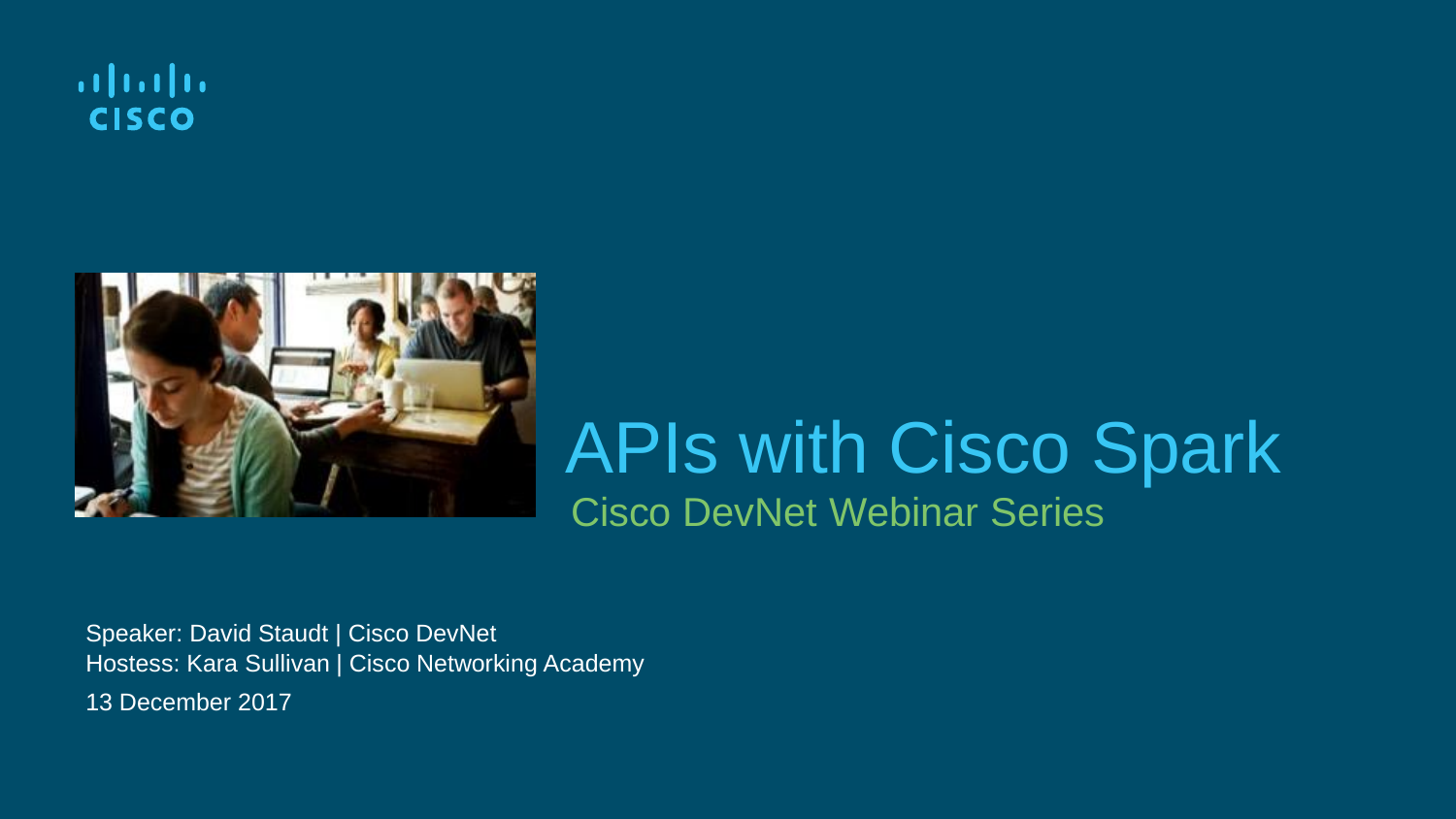# APIs with Cisco Spark

## Cisco DevNet Webinar Series

Speaker: David Staudt | Cisco DevNet

Hostess: Kara Sullivan | Cisco Networking Academy

13 December 2017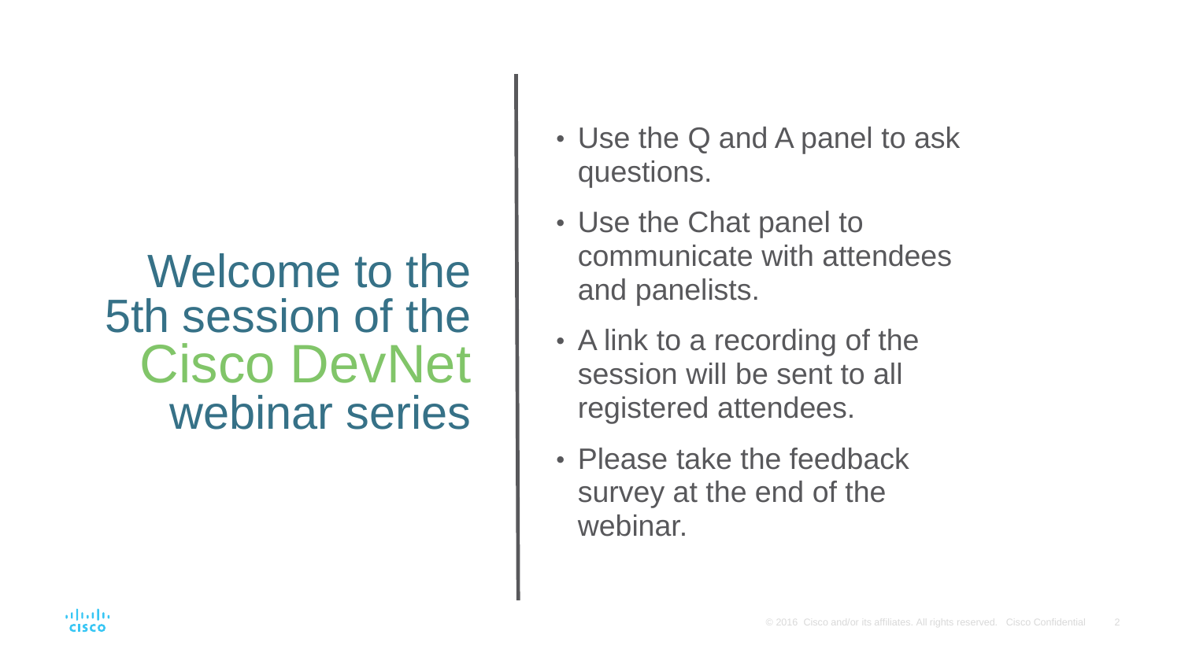# Welcome to the 5th session of the Cisco DevNet webinar series

- Use the Q and A panel to ask questions.
- Use the Chat panel to communicate with attendees and panelists.
- A link to a recording of the session will be sent to all registered attendees.
- Please take the feedback survey at the end of the webinar.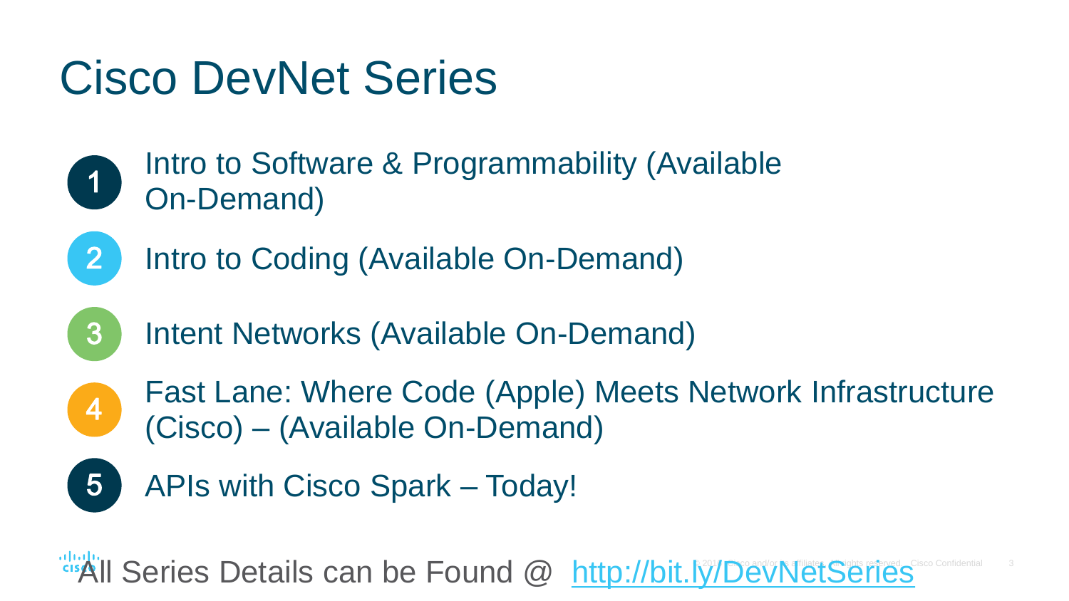# Cisco DevNet Series

1. Intro to Software & Programmability (Available On-Demand)
2. Intro to Coding (Available On-Demand)
3. Intent Networks (Available On-Demand)
4. Fast Lane: Where Code (Apple) Meets Network Infrastructure (Cisco) – (Available On-Demand)
5. APIs with Cisco Spark – Today!

All Series Details can be Found @ http://bit.ly/DevNetSeries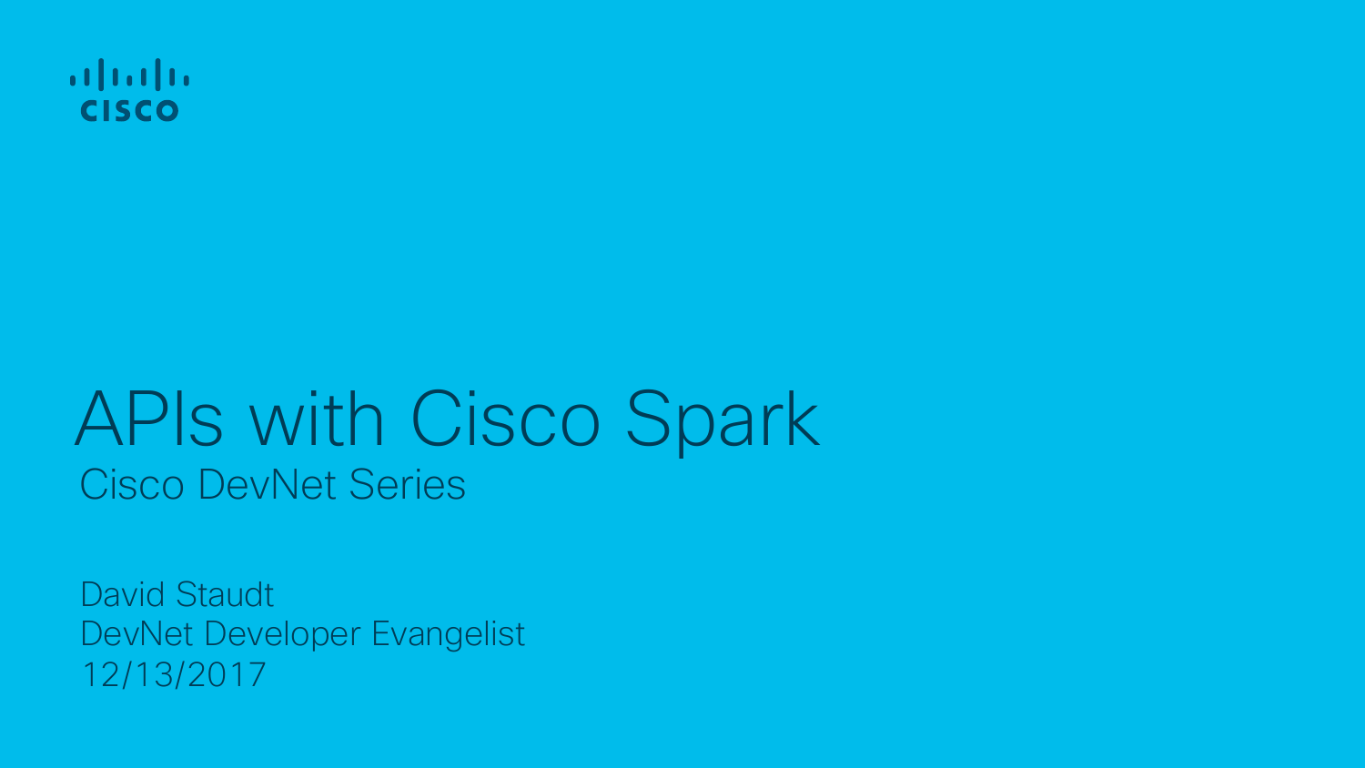cisco

# APIs with Cisco Spark

## Cisco DevNet Series

David Staudt
DevNet Developer Evangelist
12/13/2017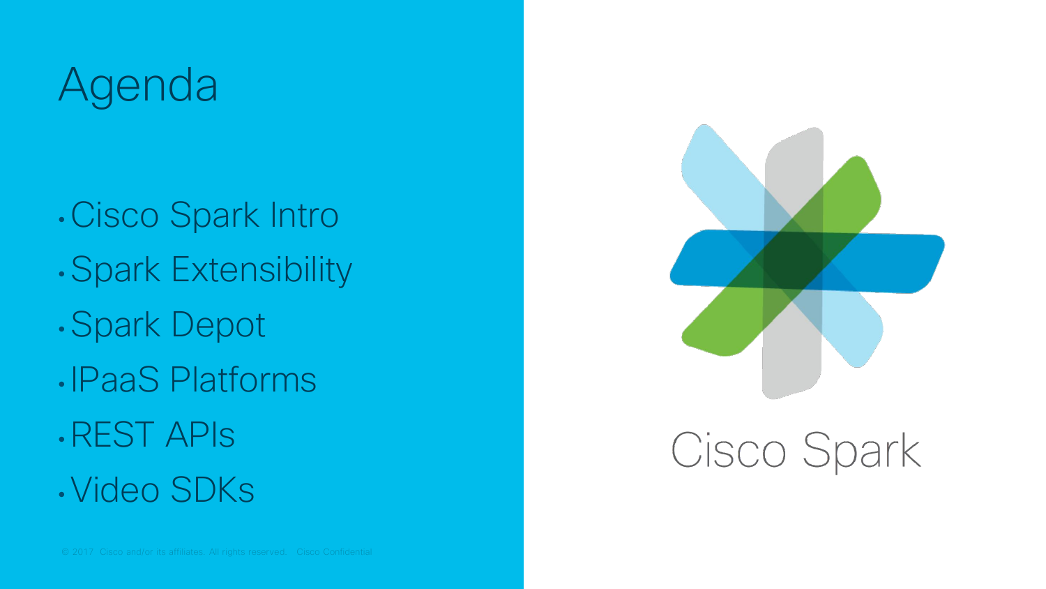# Agenda

- Cisco Spark Intro
- Spark Extensibility
- Spark Depot
- IPaaS Platforms
- REST APIs
- Video SDKs

Cisco Spark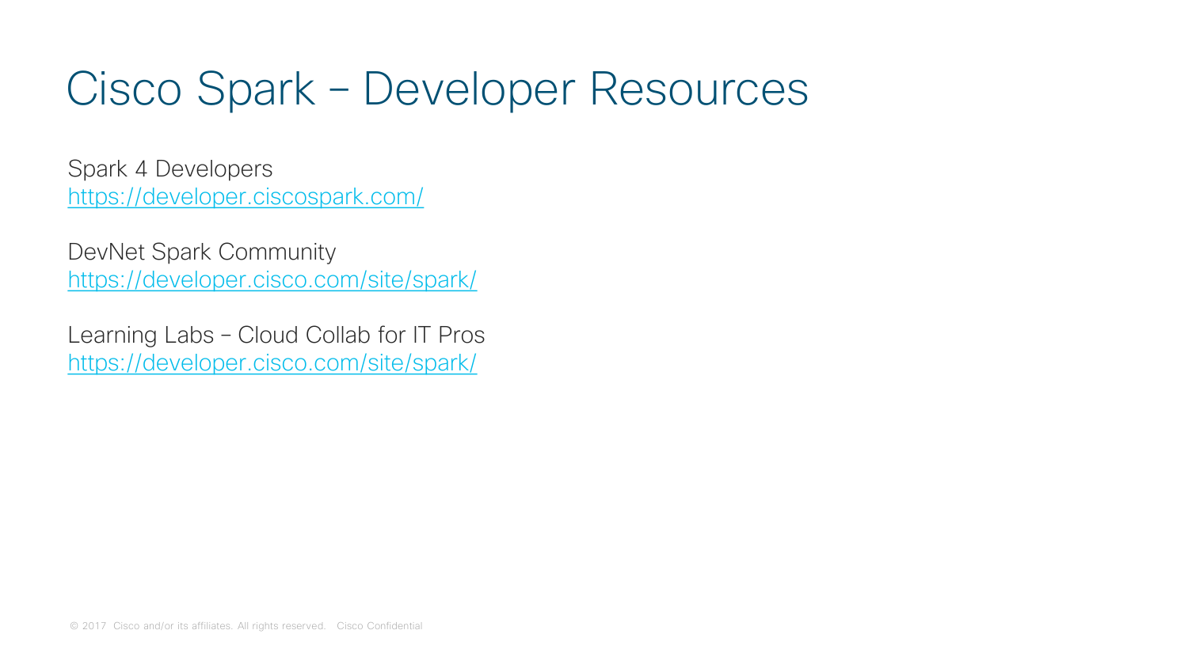# Cisco Spark – Developer Resources

Spark 4 Developers
https://developer.ciscospark.com/

DevNet Spark Community
https://developer.cisco.com/site/spark/

Learning Labs – Cloud Collab for IT Pros
https://developer.cisco.com/site/spark/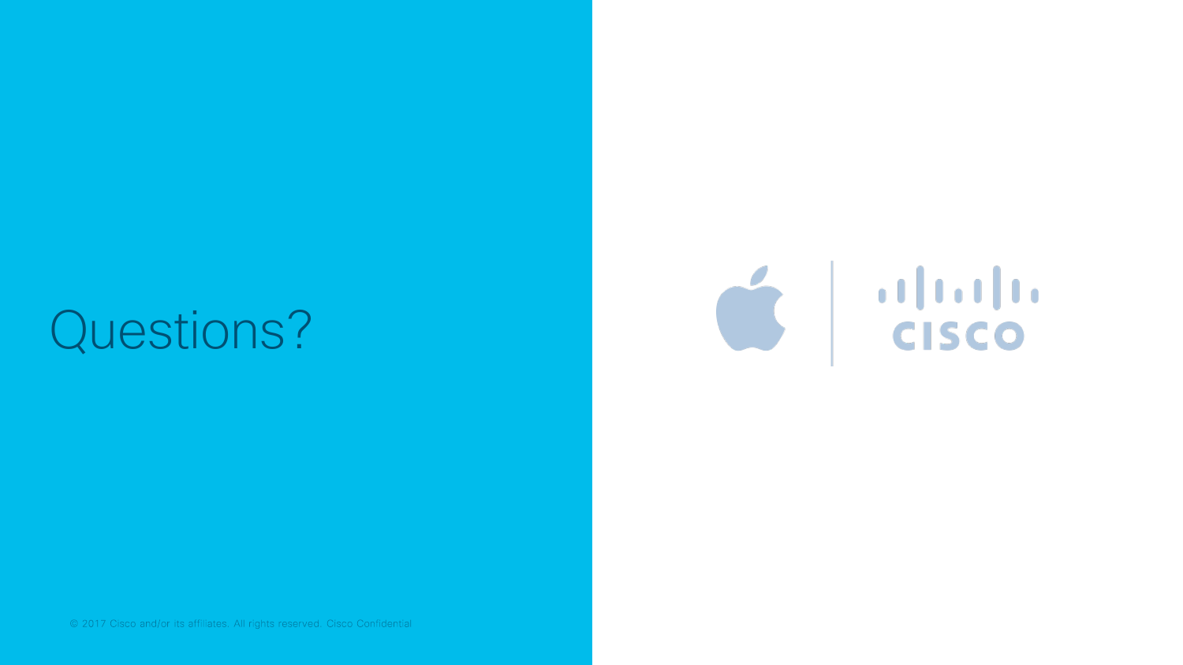# Questions?

© 2017 Cisco and/or its affiliates. All rights reserved. Cisco Confidential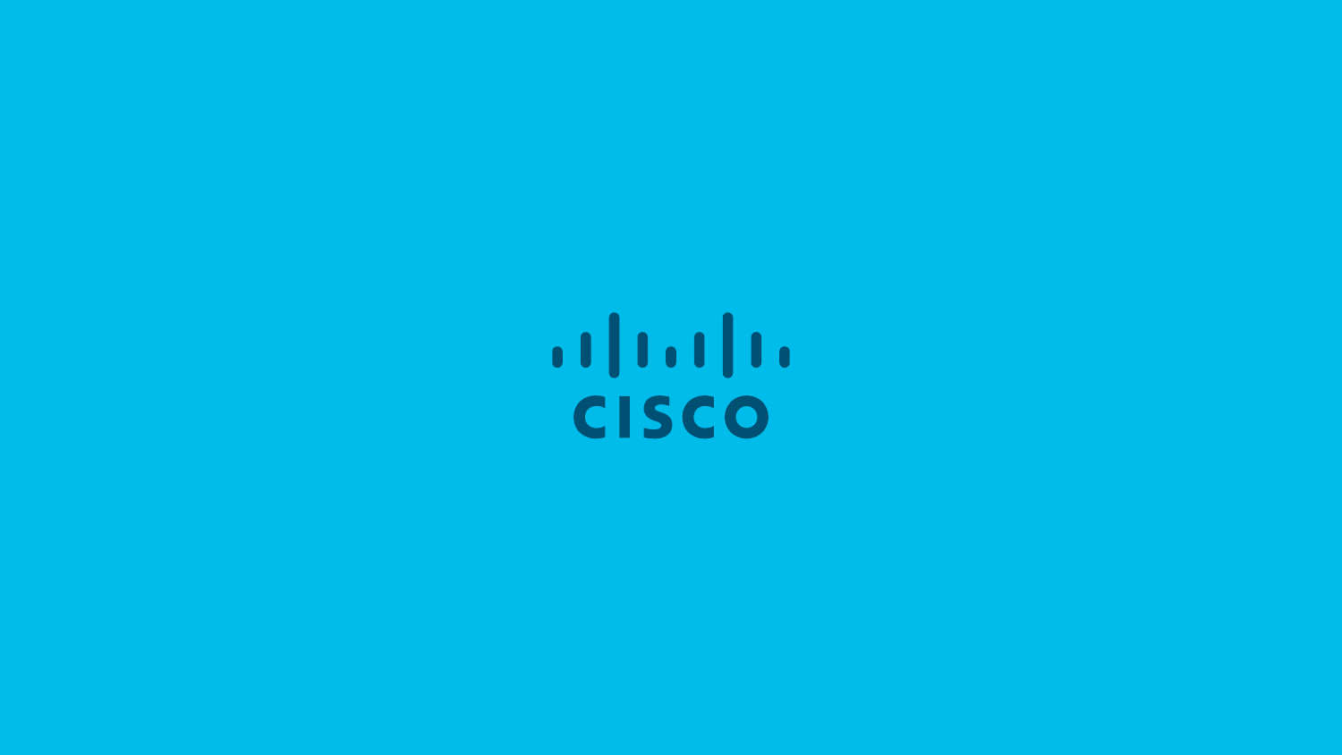cisco